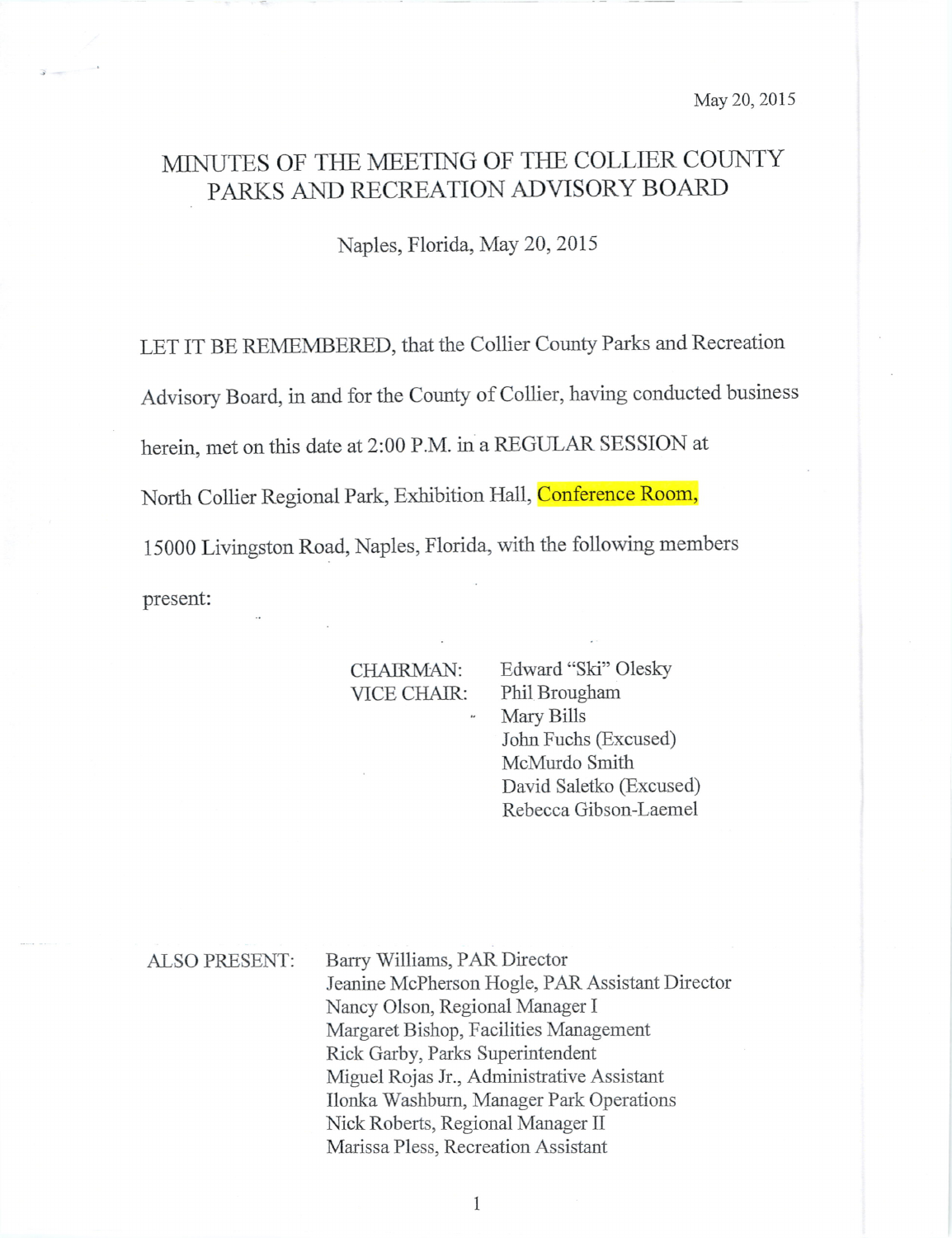May 20, 2015

# MINUTES OF THE MEETING OF THE COLLIER COUNTY PARKS AND RECREATION ADVISORY BOARD

Naples, Florida, May 20, 2015

LET IT BE REMEMBERED, that the Collier County Parks and Recreation Advisory Board, in and for the County of Collier, having conducted business herein, met on this date at 2:00 P.M. in a REGULAR SESSION at North Collier Regional Park, Exhibition Hall, Conference Room, 15000 Livingston Road, Naples, Florida, with the following members present:

CHAIRMAN: Edward "Ski" Olesky
VICE CHAIR: Phil Brougham
Mary Bills
John Fuchs (Excused)
McMurdo Smith
David Saletko (Excused)
Rebecca Gibson-Laemel

ALSO PRESENT:
Barry Williams, PAR Director
Jeanine McPherson Hogle, PAR Assistant Director
Nancy Olson, Regional Manager I
Margaret Bishop, Facilities Management
Rick Garby, Parks Superintendent
Miguel Rojas Jr., Administrative Assistant
Ilonka Washburn, Manager Park Operations
Nick Roberts, Regional Manager II
Marissa Pless, Recreation Assistant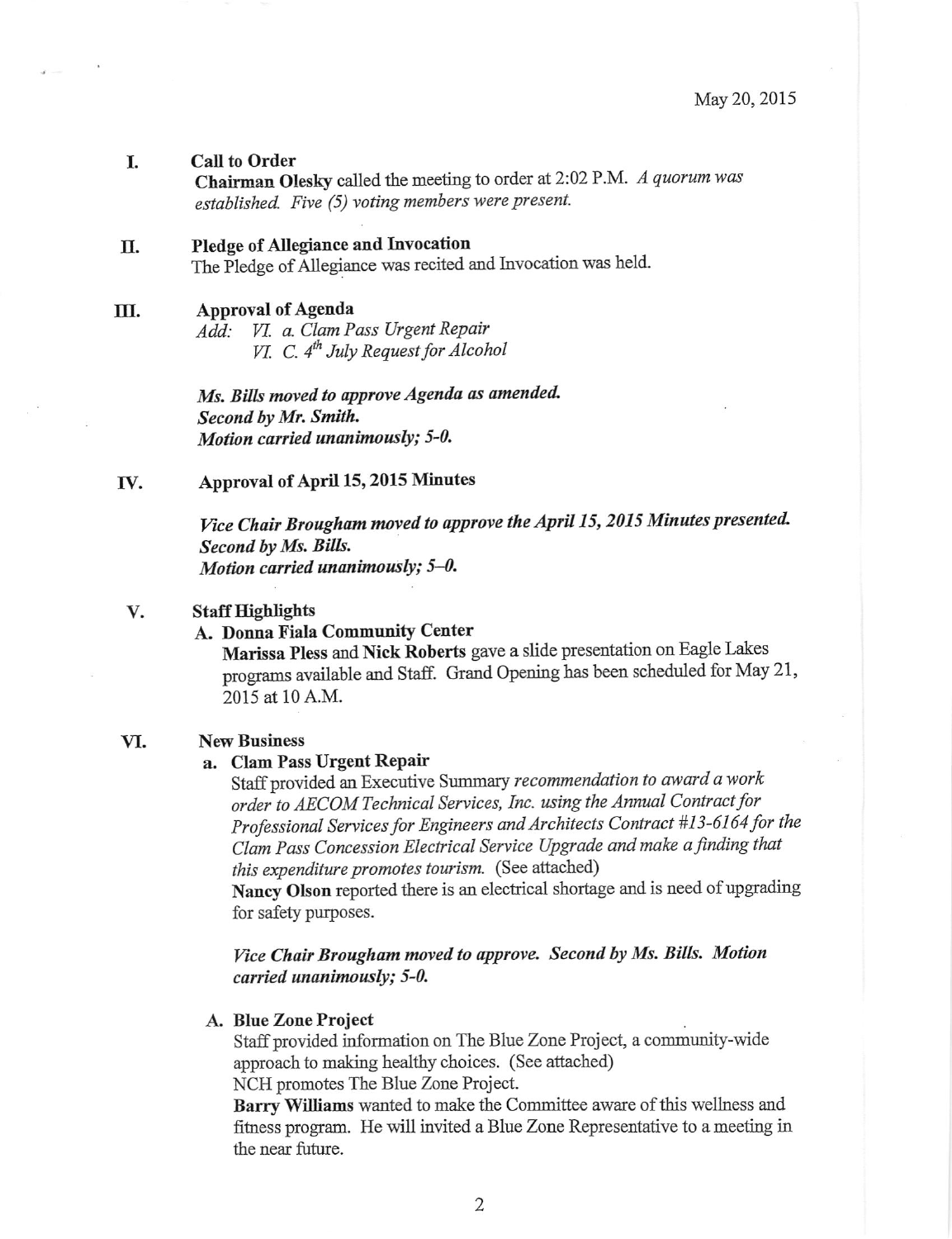May 20, 2015

**I. Call to Order**

**Chairman Olesky** called the meeting to order at 2:02 P.M. *A quorum was established. Five (5) voting members were present.*

**II. Pledge of Allegiance and Invocation**

The Pledge of Allegiance was recited and Invocation was held.

**III. Approval of Agenda**

*Add: VI. a. Clam Pass Urgent Repair*
*VI. C. 4th July Request for Alcohol*

***Ms. Bills moved to approve Agenda as amended.***
***Second by Mr. Smith.***
***Motion carried unanimously; 5-0.***

**IV. Approval of April 15, 2015 Minutes**

***Vice Chair Brougham moved to approve the April 15, 2015 Minutes presented.***
***Second by Ms. Bills.***
***Motion carried unanimously; 5–0.***

**V. Staff Highlights**

**A. Donna Fiala Community Center**

**Marissa Pless** and **Nick Roberts** gave a slide presentation on Eagle Lakes programs available and Staff. Grand Opening has been scheduled for May 21, 2015 at 10 A.M.

**VI. New Business**

**a. Clam Pass Urgent Repair**

Staff provided an Executive Summary *recommendation to award a work order to AECOM Technical Services, Inc. using the Annual Contract for Professional Services for Engineers and Architects Contract #13-6164 for the Clam Pass Concession Electrical Service Upgrade and make a finding that this expenditure promotes tourism.* (See attached)

**Nancy Olson** reported there is an electrical shortage and is need of upgrading for safety purposes.

***Vice Chair Brougham moved to approve. Second by Ms. Bills. Motion carried unanimously; 5-0.***

**A. Blue Zone Project**

Staff provided information on The Blue Zone Project, a community-wide approach to making healthy choices. (See attached)

NCH promotes The Blue Zone Project.

**Barry Williams** wanted to make the Committee aware of this wellness and fitness program. He will invited a Blue Zone Representative to a meeting in the near future.